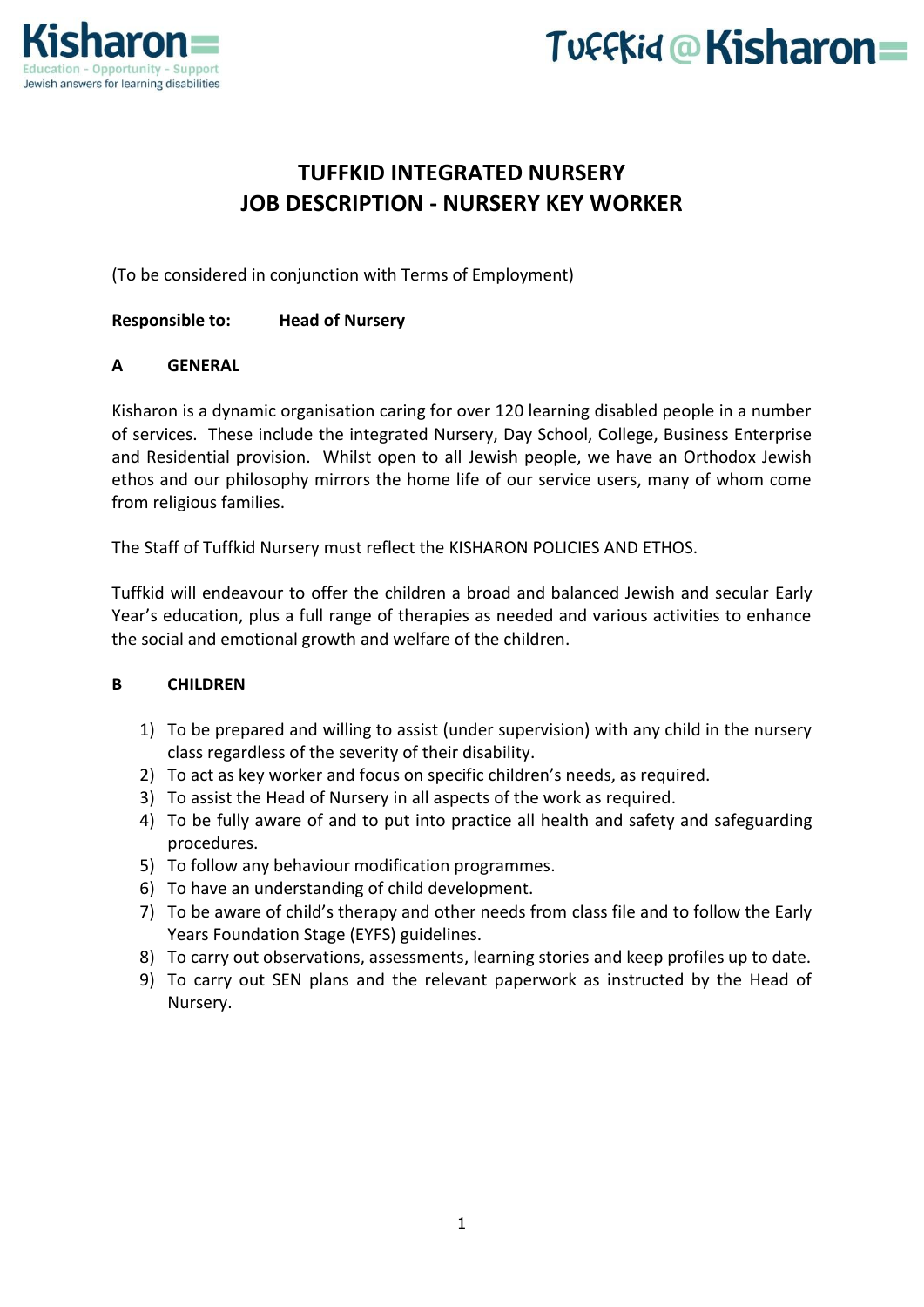# TUFFKID INTEGRATED NURSERY
# JOB DESCRIPTION - NURSERY KEY WORKER

(To be considered in conjunction with Terms of Employment)

**Responsible to:** **Head of Nursery**

## A GENERAL

Kisharon is a dynamic organisation caring for over 120 learning disabled people in a number of services. These include the integrated Nursery, Day School, College, Business Enterprise and Residential provision. Whilst open to all Jewish people, we have an Orthodox Jewish ethos and our philosophy mirrors the home life of our service users, many of whom come from religious families.

The Staff of Tuffkid Nursery must reflect the KISHARON POLICIES AND ETHOS.

Tuffkid will endeavour to offer the children a broad and balanced Jewish and secular Early Year's education, plus a full range of therapies as needed and various activities to enhance the social and emotional growth and welfare of the children.

## B CHILDREN

1) To be prepared and willing to assist (under supervision) with any child in the nursery class regardless of the severity of their disability.
2) To act as key worker and focus on specific children's needs, as required.
3) To assist the Head of Nursery in all aspects of the work as required.
4) To be fully aware of and to put into practice all health and safety and safeguarding procedures.
5) To follow any behaviour modification programmes.
6) To have an understanding of child development.
7) To be aware of child's therapy and other needs from class file and to follow the Early Years Foundation Stage (EYFS) guidelines.
8) To carry out observations, assessments, learning stories and keep profiles up to date.
9) To carry out SEN plans and the relevant paperwork as instructed by the Head of Nursery.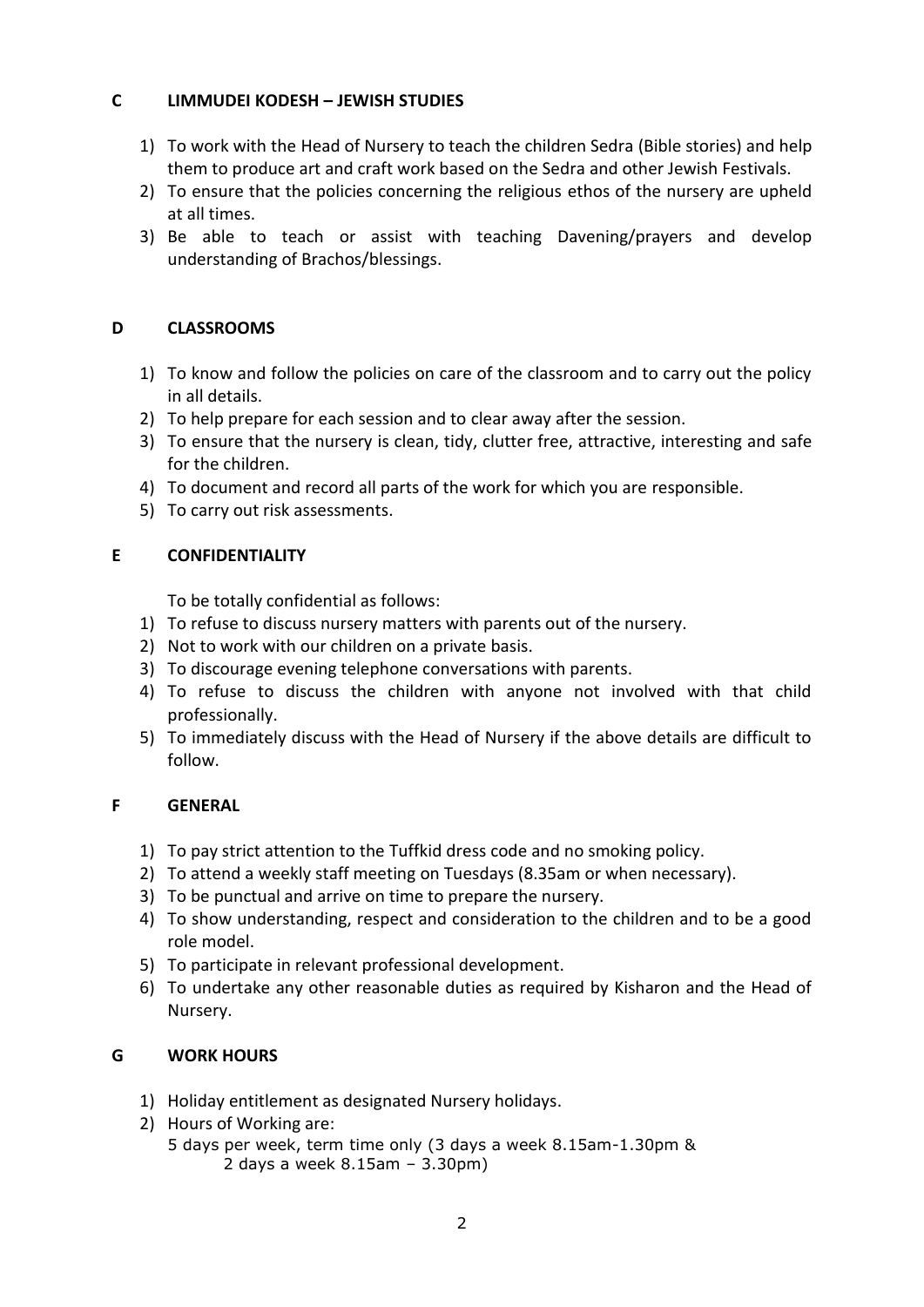## C LIMMUDEI KODESH – JEWISH STUDIES

1) To work with the Head of Nursery to teach the children Sedra (Bible stories) and help them to produce art and craft work based on the Sedra and other Jewish Festivals.
2) To ensure that the policies concerning the religious ethos of the nursery are upheld at all times.
3) Be able to teach or assist with teaching Davening/prayers and develop understanding of Brachos/blessings.

## D CLASSROOMS

1) To know and follow the policies on care of the classroom and to carry out the policy in all details.
2) To help prepare for each session and to clear away after the session.
3) To ensure that the nursery is clean, tidy, clutter free, attractive, interesting and safe for the children.
4) To document and record all parts of the work for which you are responsible.
5) To carry out risk assessments.

## E CONFIDENTIALITY

To be totally confidential as follows:

1) To refuse to discuss nursery matters with parents out of the nursery.
2) Not to work with our children on a private basis.
3) To discourage evening telephone conversations with parents.
4) To refuse to discuss the children with anyone not involved with that child professionally.
5) To immediately discuss with the Head of Nursery if the above details are difficult to follow.

## F GENERAL

1) To pay strict attention to the Tuffkid dress code and no smoking policy.
2) To attend a weekly staff meeting on Tuesdays (8.35am or when necessary).
3) To be punctual and arrive on time to prepare the nursery.
4) To show understanding, respect and consideration to the children and to be a good role model.
5) To participate in relevant professional development.
6) To undertake any other reasonable duties as required by Kisharon and the Head of Nursery.

## G WORK HOURS

1) Holiday entitlement as designated Nursery holidays.
2) Hours of Working are:
   5 days per week, term time only (3 days a week 8.15am-1.30pm &
   2 days a week 8.15am – 3.30pm)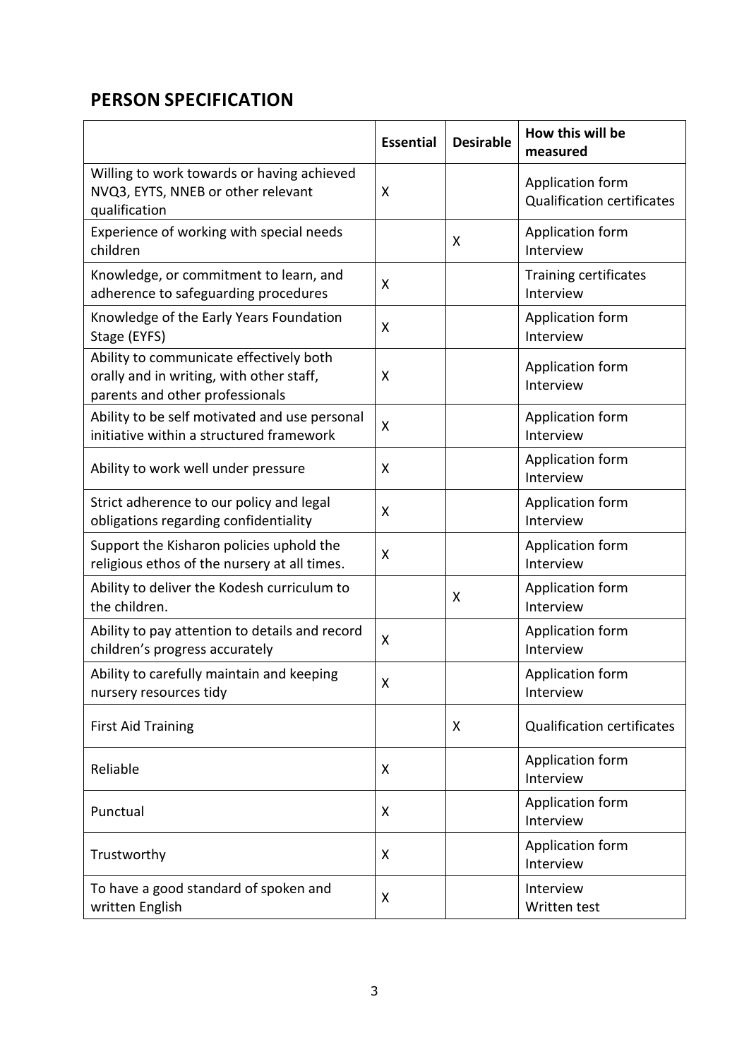## PERSON SPECIFICATION

| | Essential | Desirable | How this will be measured |
|---|---|---|---|
| Willing to work towards or having achieved NVQ3, EYTS, NNEB or other relevant qualification | X | | Application form<br>Qualification certificates |
| Experience of working with special needs children | | X | Application form<br>Interview |
| Knowledge, or commitment to learn, and adherence to safeguarding procedures | X | | Training certificates<br>Interview |
| Knowledge of the Early Years Foundation Stage (EYFS) | X | | Application form<br>Interview |
| Ability to communicate effectively both orally and in writing, with other staff, parents and other professionals | X | | Application form<br>Interview |
| Ability to be self motivated and use personal initiative within a structured framework | X | | Application form<br>Interview |
| Ability to work well under pressure | X | | Application form<br>Interview |
| Strict adherence to our policy and legal obligations regarding confidentiality | X | | Application form<br>Interview |
| Support the Kisharon policies uphold the religious ethos of the nursery at all times. | X | | Application form<br>Interview |
| Ability to deliver the Kodesh curriculum to the children. | | X | Application form<br>Interview |
| Ability to pay attention to details and record children's progress accurately | X | | Application form<br>Interview |
| Ability to carefully maintain and keeping nursery resources tidy | X | | Application form<br>Interview |
| First Aid Training | | X | Qualification certificates |
| Reliable | X | | Application form<br>Interview |
| Punctual | X | | Application form<br>Interview |
| Trustworthy | X | | Application form<br>Interview |
| To have a good standard of spoken and written English | X | | Interview<br>Written test |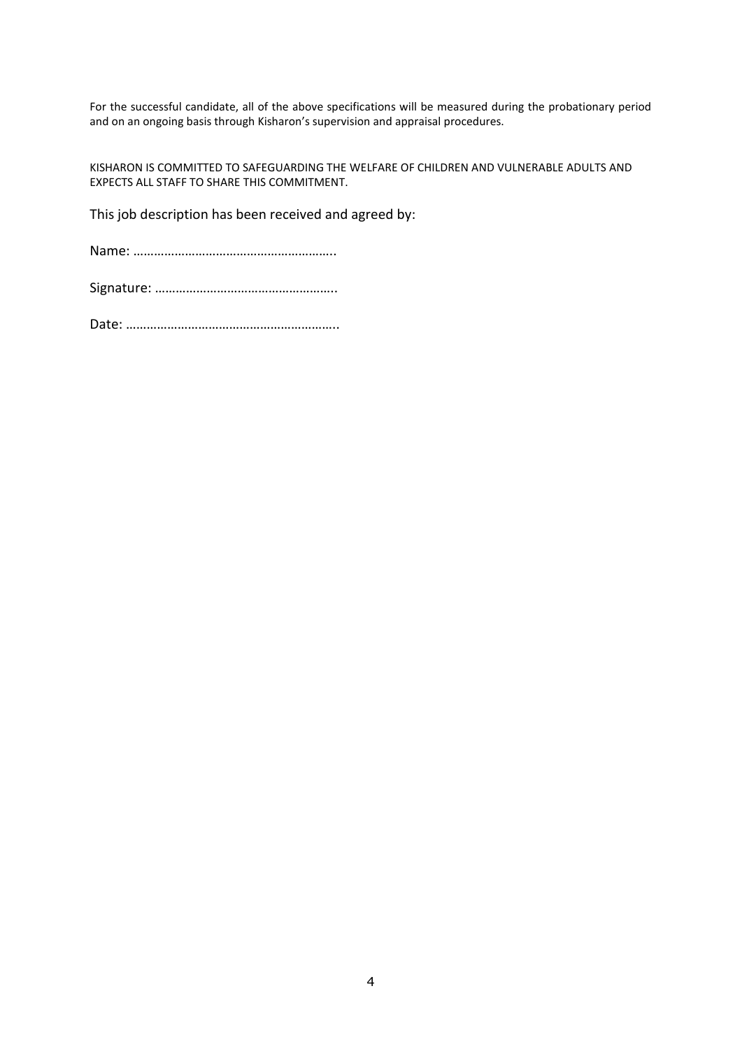For the successful candidate, all of the above specifications will be measured during the probationary period and on an ongoing basis through Kisharon's supervision and appraisal procedures.

KISHARON IS COMMITTED TO SAFEGUARDING THE WELFARE OF CHILDREN AND VULNERABLE ADULTS AND EXPECTS ALL STAFF TO SHARE THIS COMMITMENT.

This job description has been received and agreed by:

Name: …………………………………………………..

Signature: ……………………………………………..

Date: ……………………………………………………..